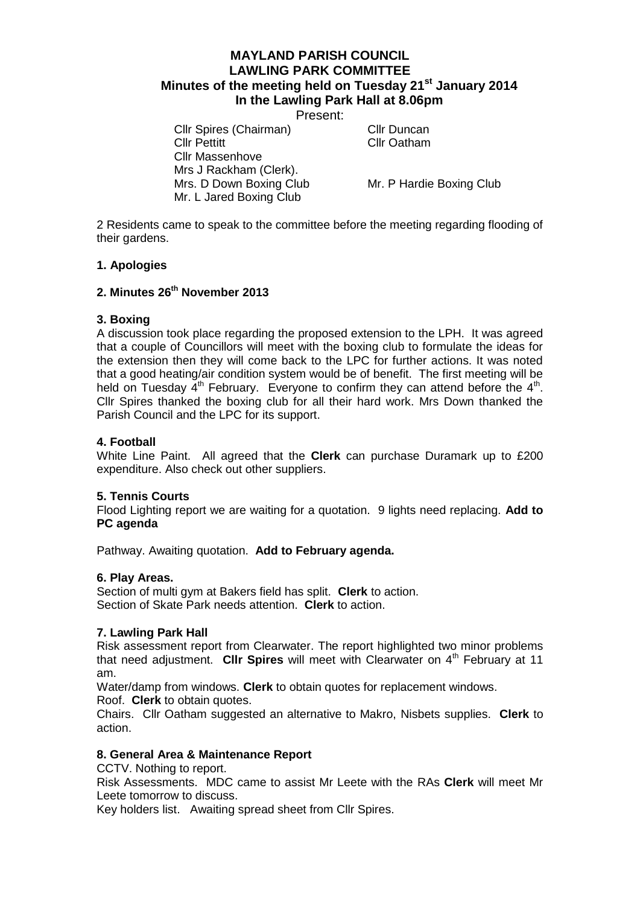# MAYLAND PARISH COUNCIL
# LAWLING PARK COMMITTEE
## Minutes of the meeting held on Tuesday 21st January 2014
## In the Lawling Park Hall at 8.06pm

Present:

| | |
|---|---|
| Cllr Spires (Chairman) | Cllr Duncan |
| Cllr Pettitt | Cllr Oatham |
| Cllr Massenhove | |
| Mrs J Rackham (Clerk). | |
| Mrs. D Down Boxing Club | Mr. P Hardie Boxing Club |
| Mr. L Jared Boxing Club | |

2 Residents came to speak to the committee before the meeting regarding flooding of their gardens.

**1. Apologies**

**2. Minutes 26th November 2013**

**3. Boxing**

A discussion took place regarding the proposed extension to the LPH. It was agreed that a couple of Councillors will meet with the boxing club to formulate the ideas for the extension then they will come back to the LPC for further actions. It was noted that a good heating/air condition system would be of benefit. The first meeting will be held on Tuesday 4th February. Everyone to confirm they can attend before the 4th. Cllr Spires thanked the boxing club for all their hard work. Mrs Down thanked the Parish Council and the LPC for its support.

**4. Football**

White Line Paint. All agreed that the **Clerk** can purchase Duramark up to £200 expenditure. Also check out other suppliers.

**5. Tennis Courts**

Flood Lighting report we are waiting for a quotation. 9 lights need replacing. **Add to PC agenda**

Pathway. Awaiting quotation. **Add to February agenda.**

**6. Play Areas.**

Section of multi gym at Bakers field has split. **Clerk** to action.
Section of Skate Park needs attention. **Clerk** to action.

**7. Lawling Park Hall**

Risk assessment report from Clearwater. The report highlighted two minor problems that need adjustment. **Cllr Spires** will meet with Clearwater on 4th February at 11 am.

Water/damp from windows. **Clerk** to obtain quotes for replacement windows.
Roof. **Clerk** to obtain quotes.
Chairs. Cllr Oatham suggested an alternative to Makro, Nisbets supplies. **Clerk** to action.

**8. General Area & Maintenance Report**

CCTV. Nothing to report.
Risk Assessments. MDC came to assist Mr Leete with the RAs **Clerk** will meet Mr Leete tomorrow to discuss.
Key holders list. Awaiting spread sheet from Cllr Spires.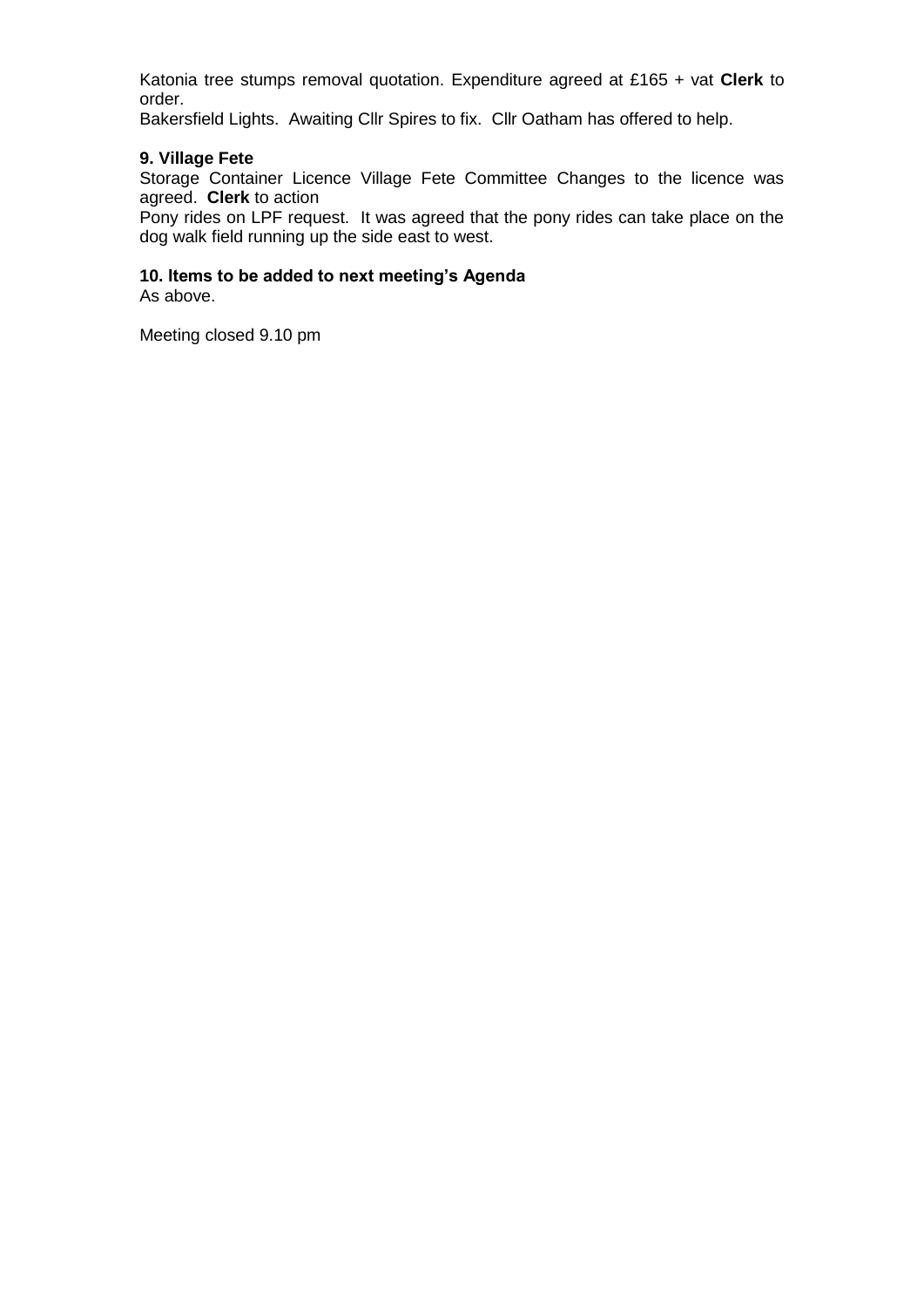Katonia tree stumps removal quotation. Expenditure agreed at £165 + vat **Clerk** to order.
Bakersfield Lights. Awaiting Cllr Spires to fix. Cllr Oatham has offered to help.

**9. Village Fete**

Storage Container Licence Village Fete Committee Changes to the licence was agreed. **Clerk** to action
Pony rides on LPF request. It was agreed that the pony rides can take place on the dog walk field running up the side east to west.

**10. Items to be added to next meeting's Agenda**

As above.

Meeting closed 9.10 pm